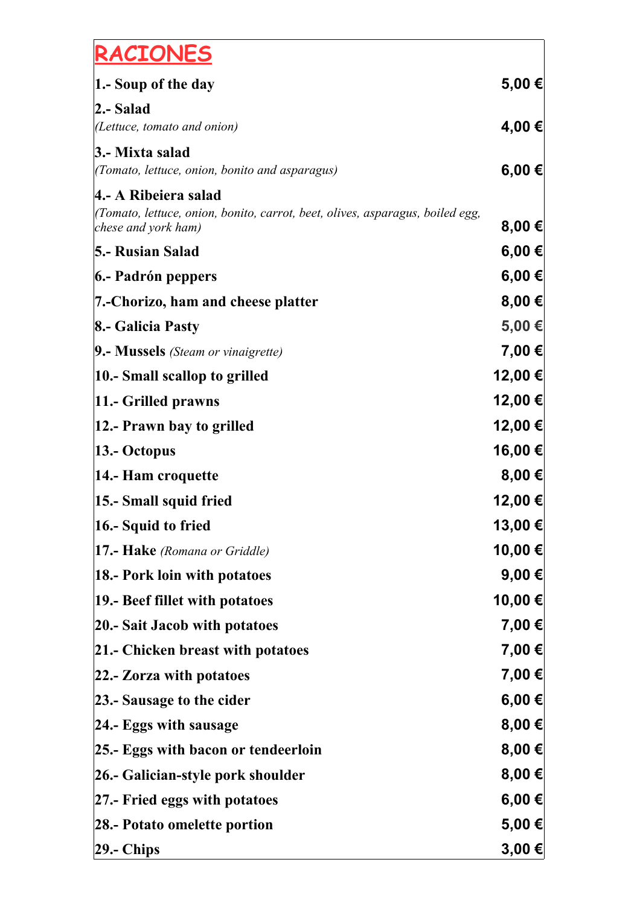# RACIONES

| | |
|---|---|
| **1.- Soup of the day** | **5,00 €** |
| **2.- Salad**<br>*(Lettuce, tomato and onion)* | **4,00 €** |
| **3.- Mixta salad**<br>*(Tomato, lettuce, onion, bonito and asparagus)* | **6,00 €** |
| **4.- A Ribeiera salad**<br>*(Tomato, lettuce, onion, bonito, carrot, beet, olives, asparagus, boiled egg, chese and york ham)* | **8,00 €** |
| **5.- Rusian Salad** | **6,00 €** |
| **6.- Padrón peppers** | **6,00 €** |
| **7.-Chorizo, ham and cheese platter** | **8,00 €** |
| **8.- Galicia Pasty** | **5,00 €** |
| **9.- Mussels** *(Steam or vinaigrette)* | **7,00 €** |
| **10.- Small scallop to grilled** | **12,00 €** |
| **11.- Grilled prawns** | **12,00 €** |
| **12.- Prawn bay to grilled** | **12,00 €** |
| **13.- Octopus** | **16,00 €** |
| **14.- Ham croquette** | **8,00 €** |
| **15.- Small squid fried** | **12,00 €** |
| **16.- Squid to fried** | **13,00 €** |
| **17.- Hake** *(Romana or Griddle)* | **10,00 €** |
| **18.- Pork loin with potatoes** | **9,00 €** |
| **19.- Beef fillet with potatoes** | **10,00 €** |
| **20.- Sait Jacob with potatoes** | **7,00 €** |
| **21.- Chicken breast with potatoes** | **7,00 €** |
| **22.- Zorza with potatoes** | **7,00 €** |
| **23.- Sausage to the cider** | **6,00 €** |
| **24.- Eggs with sausage** | **8,00 €** |
| **25.- Eggs with bacon or tendeerloin** | **8,00 €** |
| **26.- Galician-style pork shoulder** | **8,00 €** |
| **27.- Fried eggs with potatoes** | **6,00 €** |
| **28.- Potato omelette portion** | **5,00 €** |
| **29.- Chips** | **3,00 €** |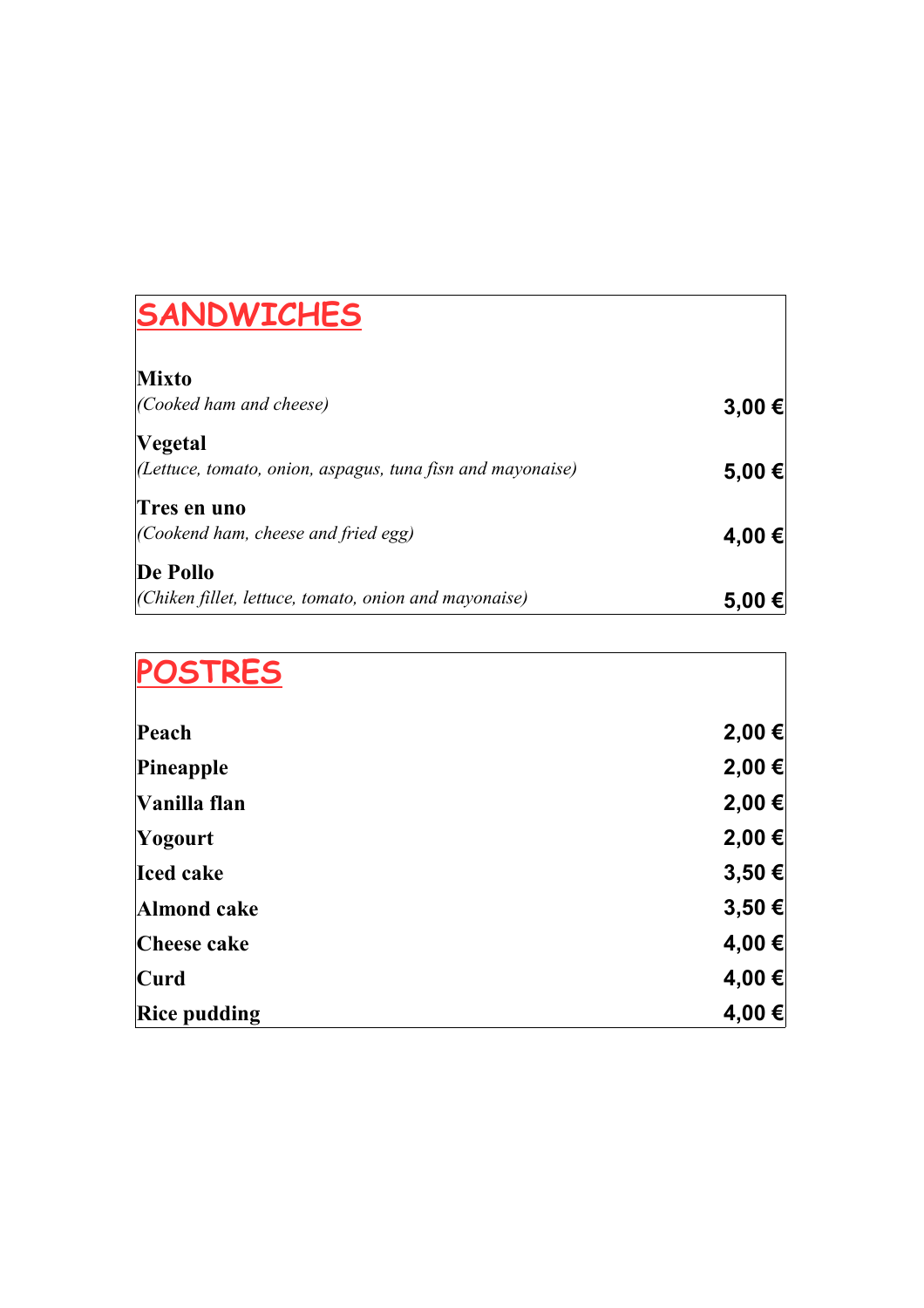## SANDWICHES

| | |
|---|---|
| **Mixto**<br>*(Cooked ham and cheese)* | **3,00 €** |
| **Vegetal**<br>*(Lettuce, tomato, onion, aspagus, tuna fisn and mayonaise)* | **5,00 €** |
| **Tres en uno**<br>*(Cookend ham, cheese and fried egg)* | **4,00 €** |
| **De Pollo**<br>*(Chiken fillet, lettuce, tomato, onion and mayonaise)* | **5,00 €** |

## POSTRES

| | |
|---|---|
| **Peach** | **2,00 €** |
| **Pineapple** | **2,00 €** |
| **Vanilla flan** | **2,00 €** |
| **Yogourt** | **2,00 €** |
| **Iced cake** | **3,50 €** |
| **Almond cake** | **3,50 €** |
| **Cheese cake** | **4,00 €** |
| **Curd** | **4,00 €** |
| **Rice pudding** | **4,00 €** |